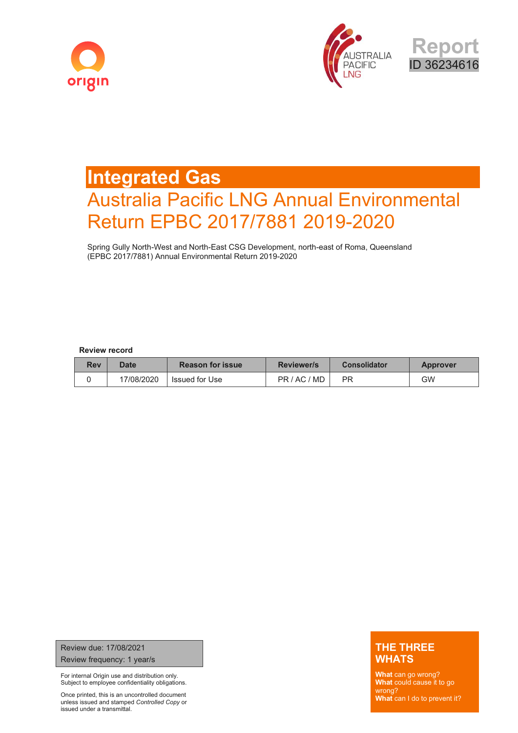origin

AUSTRALIA PACIFIC LNG

**Report**
ID 36234616

# Integrated Gas

## Australia Pacific LNG Annual Environmental Return EPBC 2017/7881 2019-2020

Spring Gully North-West and North-East CSG Development, north-east of Roma, Queensland (EPBC 2017/7881) Annual Environmental Return 2019-2020

**Review record**

| Rev | Date | Reason for issue | Reviewer/s | Consolidator | Approver |
|---|---|---|---|---|---|
| 0 | 17/08/2020 | Issued for Use | PR / AC / MD | PR | GW |

Review due: 17/08/2021
Review frequency: 1 year/s

For internal Origin use and distribution only.
Subject to employee confidentiality obligations.

Once printed, this is an uncontrolled document unless issued and stamped *Controlled Copy* or issued under a transmittal.

**THE THREE WHATS**

**What** can go wrong?
**What** could cause it to go wrong?
**What** can I do to prevent it?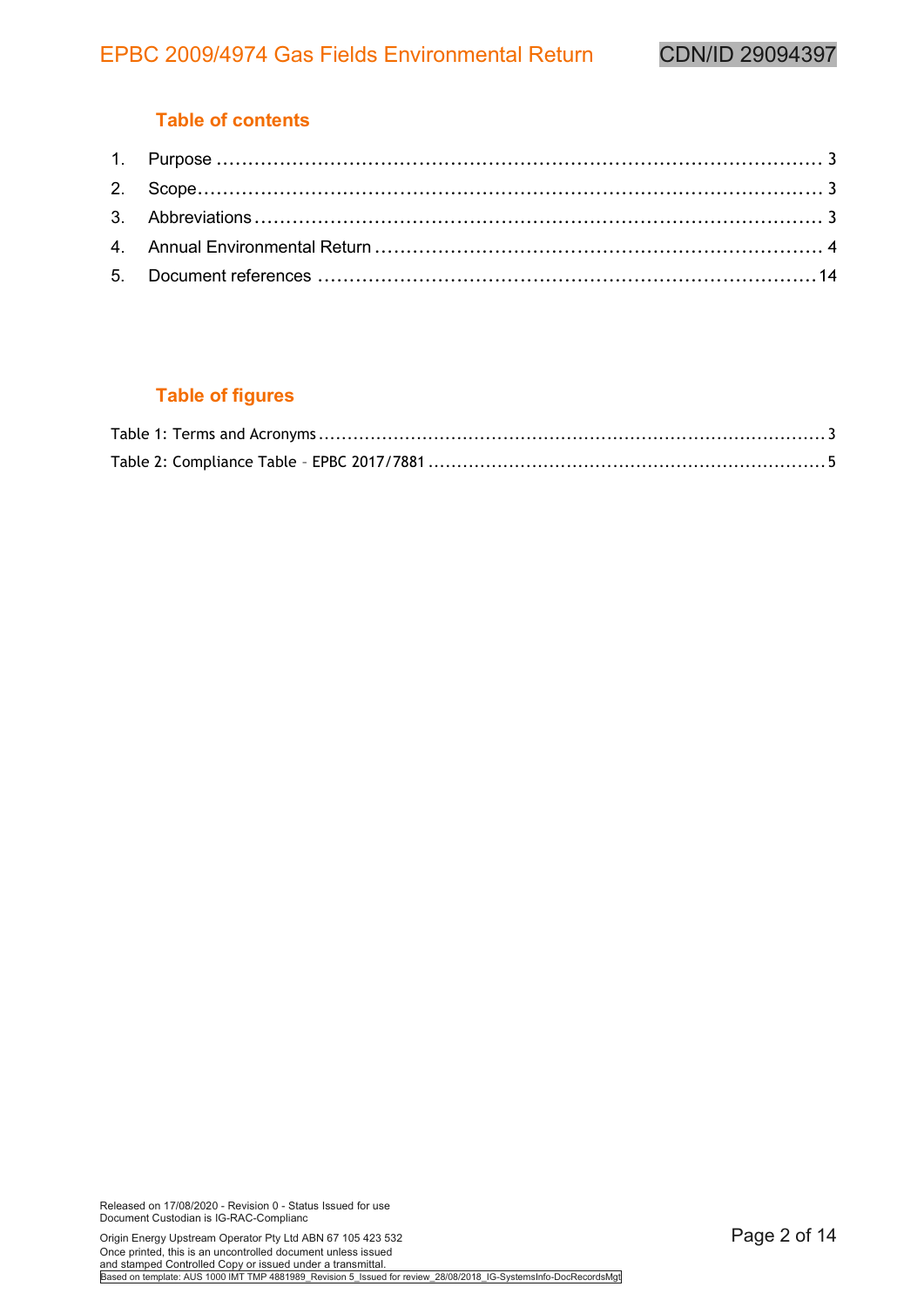## Table of contents

1. Purpose ........................................................................................ 3
2. Scope........................................................................................... 3
3. Abbreviations ................................................................................ 3
4. Annual Environmental Return ........................................................ 4
5. Document references ................................................................... 14

## Table of figures

Table 1: Terms and Acronyms ............................................................... 3

Table 2: Compliance Table – EPBC 2017/7881 ........................................ 5

Released on 17/08/2020 - Revision 0 - Status Issued for use
Document Custodian is IG-RAC-Complianc

Origin Energy Upstream Operator Pty Ltd ABN 67 105 423 532
Once printed, this is an uncontrolled document unless issued
and stamped Controlled Copy or issued under a transmittal.
Based on template: AUS 1000 IMT TMP 4881989_Revision 5_Issued for review_28/08/2018_IG-SystemsInfo-DocRecordsMgt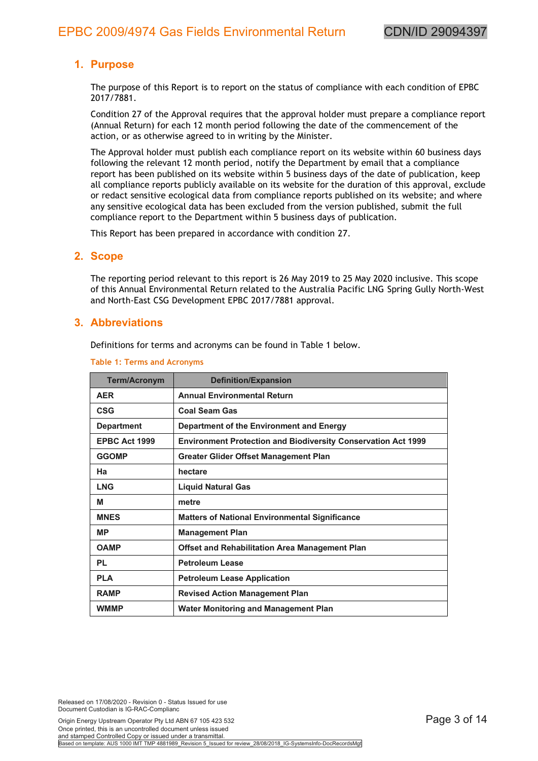## 1. Purpose

The purpose of this Report is to report on the status of compliance with each condition of EPBC 2017/7881.

Condition 27 of the Approval requires that the approval holder must prepare a compliance report (Annual Return) for each 12 month period following the date of the commencement of the action, or as otherwise agreed to in writing by the Minister.

The Approval holder must publish each compliance report on its website within 60 business days following the relevant 12 month period, notify the Department by email that a compliance report has been published on its website within 5 business days of the date of publication, keep all compliance reports publicly available on its website for the duration of this approval, exclude or redact sensitive ecological data from compliance reports published on its website; and where any sensitive ecological data has been excluded from the version published, submit the full compliance report to the Department within 5 business days of publication.

This Report has been prepared in accordance with condition 27.

## 2. Scope

The reporting period relevant to this report is 26 May 2019 to 25 May 2020 inclusive. This scope of this Annual Environmental Return related to the Australia Pacific LNG Spring Gully North-West and North-East CSG Development EPBC 2017/7881 approval.

## 3. Abbreviations

Definitions for terms and acronyms can be found in Table 1 below.

Table 1: Terms and Acronyms

| Term/Acronym | Definition/Expansion |
|---|---|
| **AER** | **Annual Environmental Return** |
| **CSG** | **Coal Seam Gas** |
| **Department** | **Department of the Environment and Energy** |
| **EPBC Act 1999** | **Environment Protection and Biodiversity Conservation Act 1999** |
| **GGOMP** | **Greater Glider Offset Management Plan** |
| **Ha** | **hectare** |
| **LNG** | **Liquid Natural Gas** |
| **M** | **metre** |
| **MNES** | **Matters of National Environmental Significance** |
| **MP** | **Management Plan** |
| **OAMP** | **Offset and Rehabilitation Area Management Plan** |
| **PL** | **Petroleum Lease** |
| **PLA** | **Petroleum Lease Application** |
| **RAMP** | **Revised Action Management Plan** |
| **WMMP** | **Water Monitoring and Management Plan** |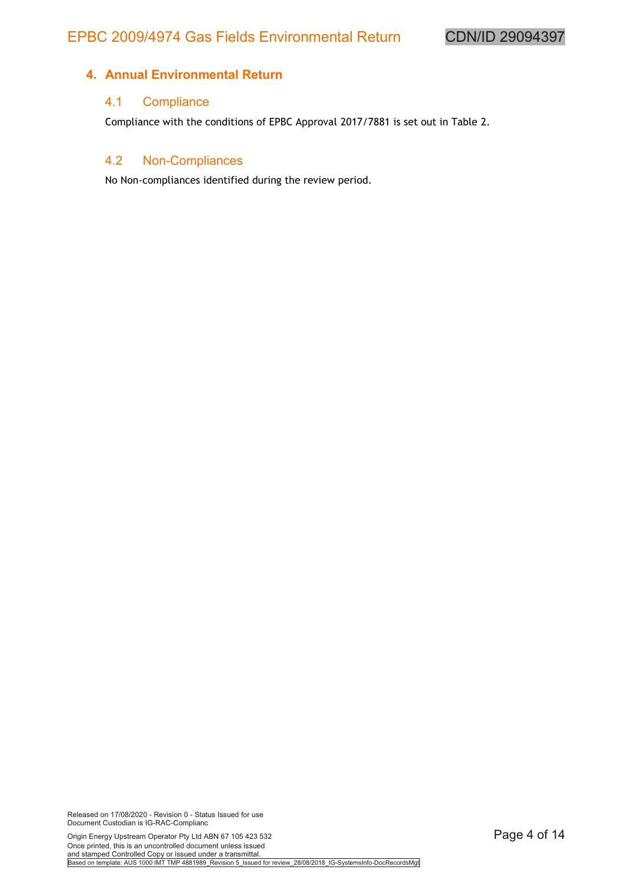## 4. Annual Environmental Return

### 4.1 Compliance

Compliance with the conditions of EPBC Approval 2017/7881 is set out in Table 2.

### 4.2 Non-Compliances

No Non-compliances identified during the review period.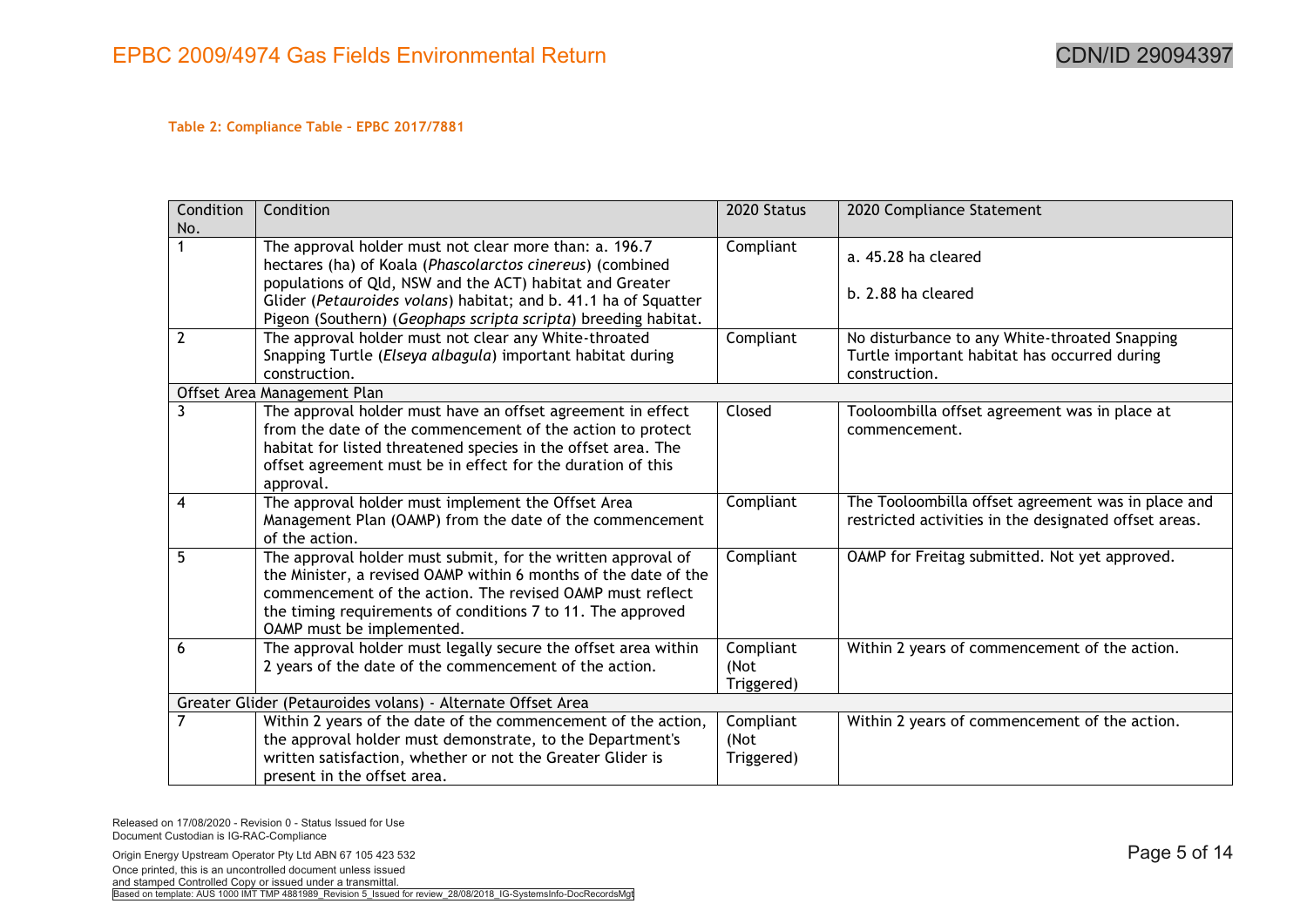**Table 2: Compliance Table – EPBC 2017/7881**

| Condition No. | Condition | 2020 Status | 2020 Compliance Statement |
|---|---|---|---|
| 1 | The approval holder must not clear more than: a. 196.7 hectares (ha) of Koala (*Phascolarctos cinereus*) (combined populations of Qld, NSW and the ACT) habitat and Greater Glider (*Petauroides volans*) habitat; and b. 41.1 ha of Squatter Pigeon (Southern) (*Geophaps scripta scripta*) breeding habitat. | Compliant | a. 45.28 ha cleared<br><br>b. 2.88 ha cleared |
| 2 | The approval holder must not clear any White-throated Snapping Turtle (*Elseya albagula*) important habitat during construction. | Compliant | No disturbance to any White-throated Snapping Turtle important habitat has occurred during construction. |
| Offset Area Management Plan | | | |
| 3 | The approval holder must have an offset agreement in effect from the date of the commencement of the action to protect habitat for listed threatened species in the offset area. The offset agreement must be in effect for the duration of this approval. | Closed | Tooloombilla offset agreement was in place at commencement. |
| 4 | The approval holder must implement the Offset Area Management Plan (OAMP) from the date of the commencement of the action. | Compliant | The Tooloombilla offset agreement was in place and restricted activities in the designated offset areas. |
| 5 | The approval holder must submit, for the written approval of the Minister, a revised OAMP within 6 months of the date of the commencement of the action. The revised OAMP must reflect the timing requirements of conditions 7 to 11. The approved OAMP must be implemented. | Compliant | OAMP for Freitag submitted. Not yet approved. |
| 6 | The approval holder must legally secure the offset area within 2 years of the date of the commencement of the action. | Compliant (Not Triggered) | Within 2 years of commencement of the action. |
| Greater Glider (Petauroides volans) - Alternate Offset Area | | | |
| 7 | Within 2 years of the date of the commencement of the action, the approval holder must demonstrate, to the Department's written satisfaction, whether or not the Greater Glider is present in the offset area. | Compliant (Not Triggered) | Within 2 years of commencement of the action. |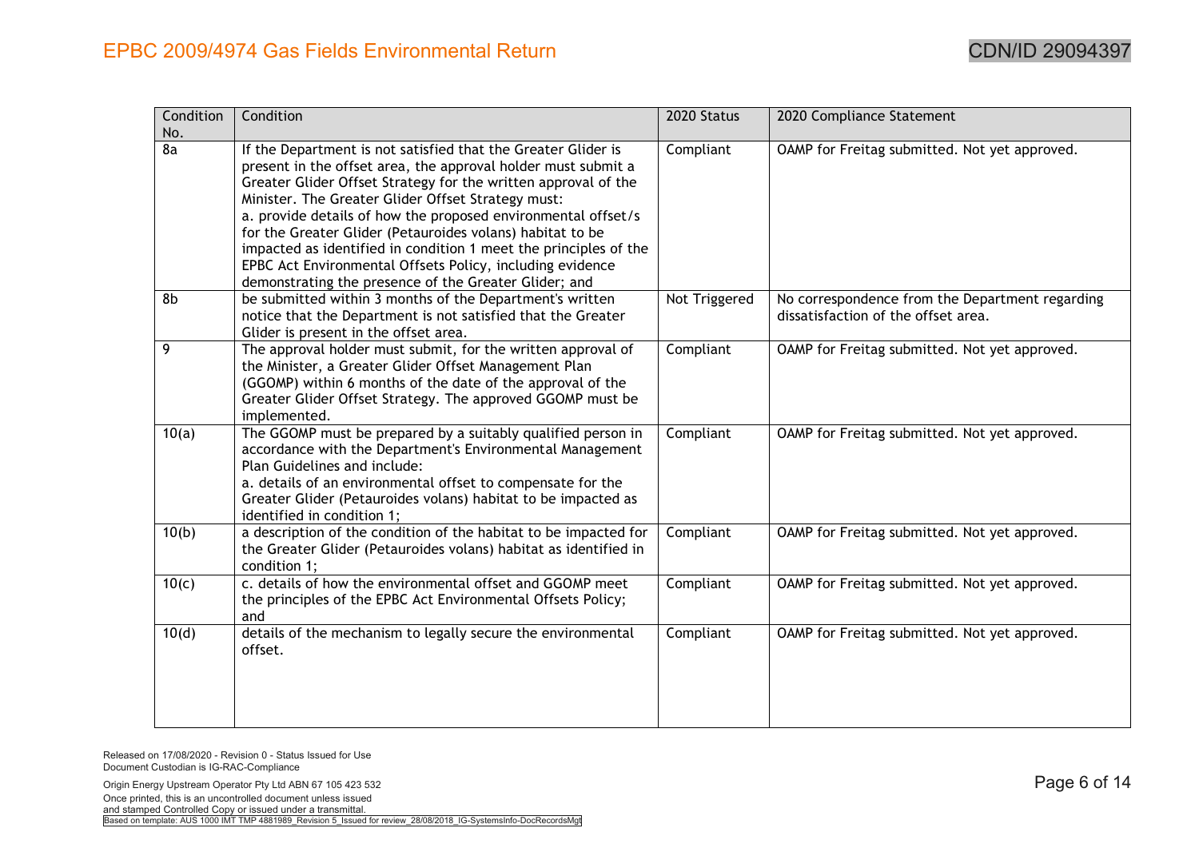| Condition No. | Condition | 2020 Status | 2020 Compliance Statement |
|---|---|---|---|
| 8a | If the Department is not satisfied that the Greater Glider is present in the offset area, the approval holder must submit a Greater Glider Offset Strategy for the written approval of the Minister. The Greater Glider Offset Strategy must:<br>a. provide details of how the proposed environmental offset/s for the Greater Glider (Petauroides volans) habitat to be impacted as identified in condition 1 meet the principles of the EPBC Act Environmental Offsets Policy, including evidence demonstrating the presence of the Greater Glider; and | Compliant | OAMP for Freitag submitted. Not yet approved. |
| 8b | be submitted within 3 months of the Department's written notice that the Department is not satisfied that the Greater Glider is present in the offset area. | Not Triggered | No correspondence from the Department regarding dissatisfaction of the offset area. |
| 9 | The approval holder must submit, for the written approval of the Minister, a Greater Glider Offset Management Plan (GGOMP) within 6 months of the date of the approval of the Greater Glider Offset Strategy. The approved GGOMP must be implemented. | Compliant | OAMP for Freitag submitted. Not yet approved. |
| 10(a) | The GGOMP must be prepared by a suitably qualified person in accordance with the Department's Environmental Management Plan Guidelines and include:<br>a. details of an environmental offset to compensate for the Greater Glider (Petauroides volans) habitat to be impacted as identified in condition 1; | Compliant | OAMP for Freitag submitted. Not yet approved. |
| 10(b) | a description of the condition of the habitat to be impacted for the Greater Glider (Petauroides volans) habitat as identified in condition 1; | Compliant | OAMP for Freitag submitted. Not yet approved. |
| 10(c) | c. details of how the environmental offset and GGOMP meet the principles of the EPBC Act Environmental Offsets Policy; and | Compliant | OAMP for Freitag submitted. Not yet approved. |
| 10(d) | details of the mechanism to legally secure the environmental offset. | Compliant | OAMP for Freitag submitted. Not yet approved. |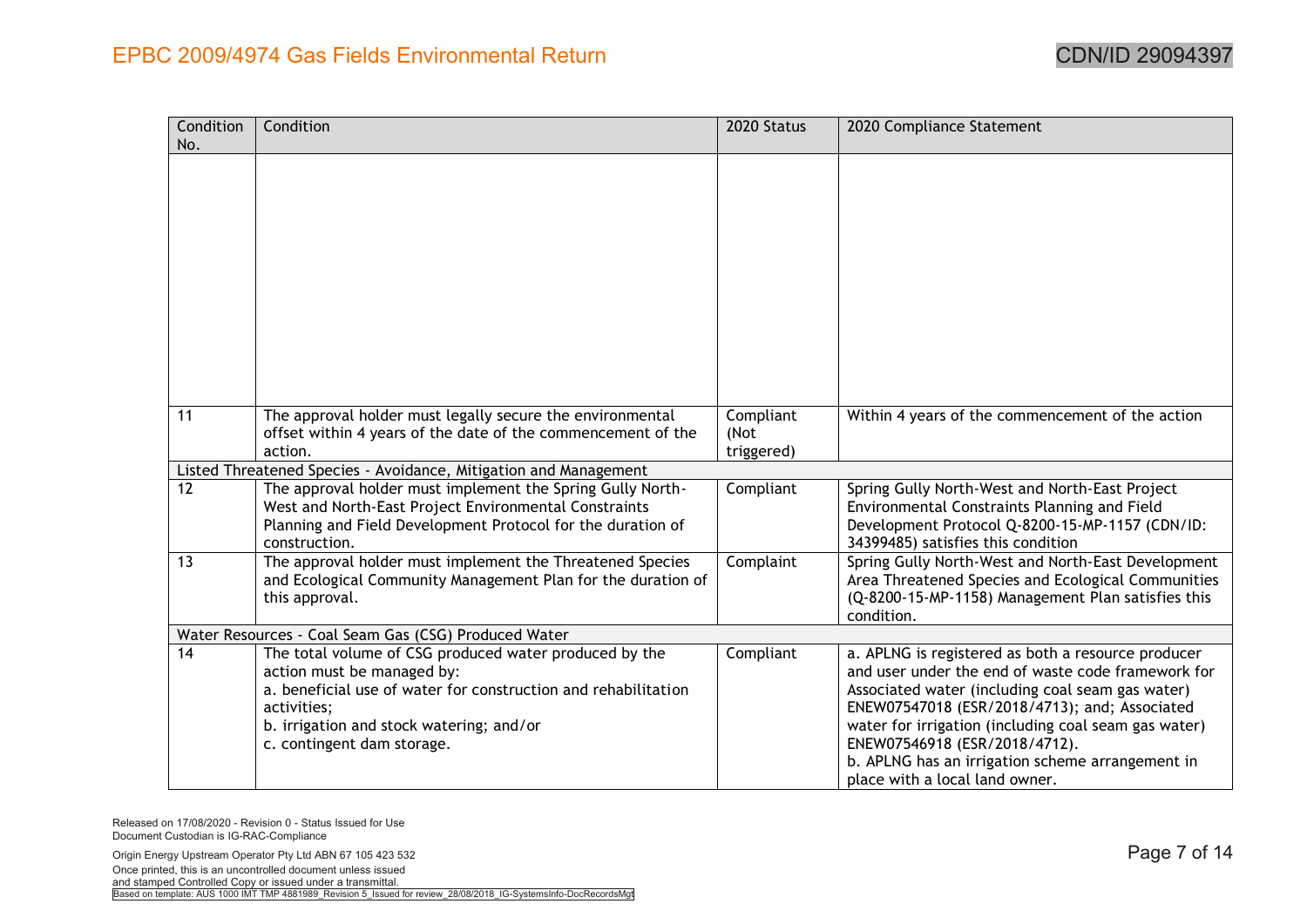| Condition No. | Condition | 2020 Status | 2020 Compliance Statement |
|---|---|---|---|
| | | | |
| 11 | The approval holder must legally secure the environmental offset within 4 years of the date of the commencement of the action. | Compliant (Not triggered) | Within 4 years of the commencement of the action |
| Listed Threatened Species - Avoidance, Mitigation and Management | | | |
| 12 | The approval holder must implement the Spring Gully North-West and North-East Project Environmental Constraints Planning and Field Development Protocol for the duration of construction. | Compliant | Spring Gully North-West and North-East Project Environmental Constraints Planning and Field Development Protocol Q-8200-15-MP-1157 (CDN/ID: 34399485) satisfies this condition |
| 13 | The approval holder must implement the Threatened Species and Ecological Community Management Plan for the duration of this approval. | Complaint | Spring Gully North-West and North-East Development Area Threatened Species and Ecological Communities (Q-8200-15-MP-1158) Management Plan satisfies this condition. |
| Water Resources - Coal Seam Gas (CSG) Produced Water | | | |
| 14 | The total volume of CSG produced water produced by the action must be managed by:<br>a. beneficial use of water for construction and rehabilitation activities;<br>b. irrigation and stock watering; and/or<br>c. contingent dam storage. | Compliant | a. APLNG is registered as both a resource producer and user under the end of waste code framework for Associated water (including coal seam gas water) ENEW07547018 (ESR/2018/4713); and; Associated water for irrigation (including coal seam gas water) ENEW07546918 (ESR/2018/4712).<br>b. APLNG has an irrigation scheme arrangement in place with a local land owner. |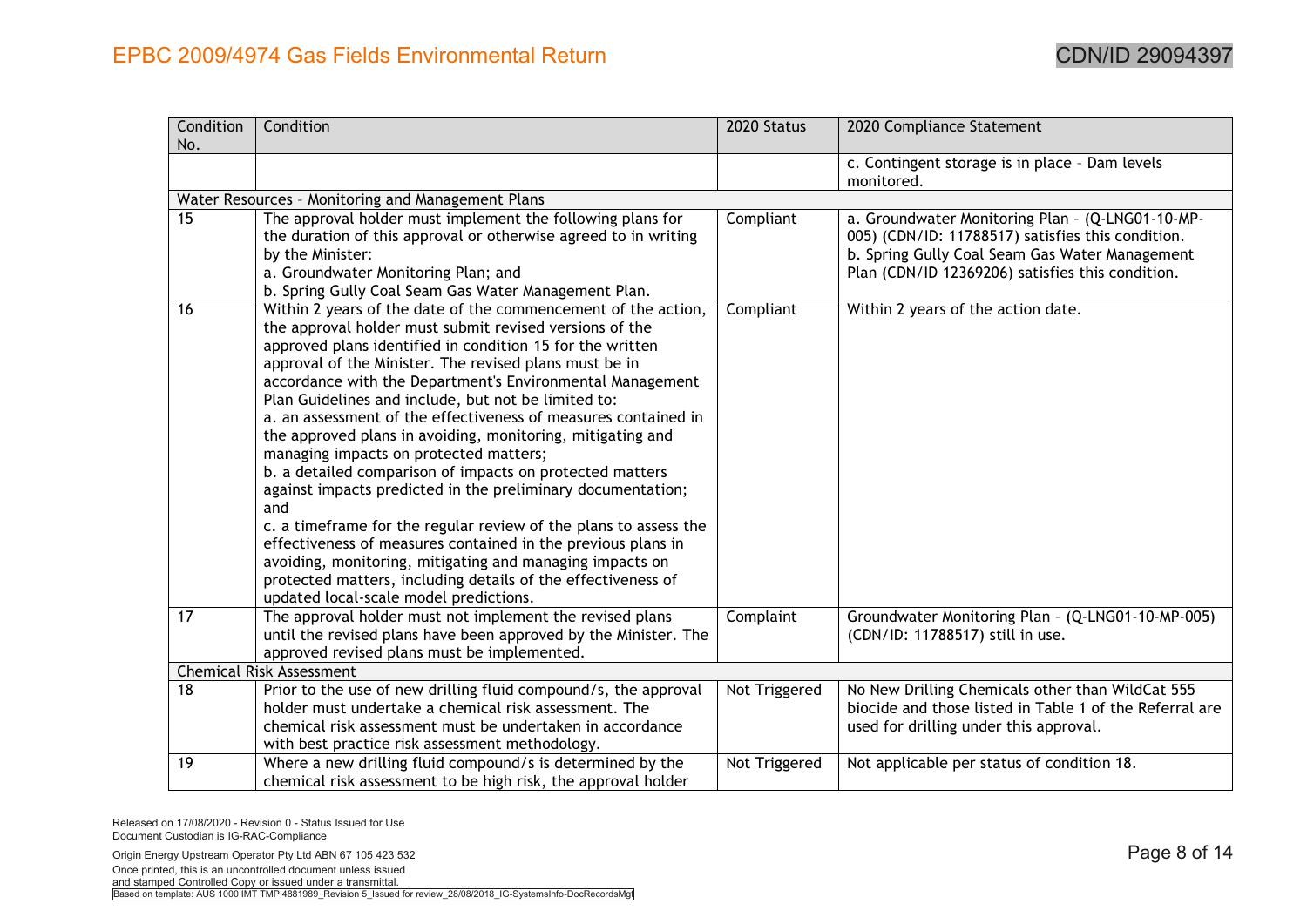| Condition No. | Condition | 2020 Status | 2020 Compliance Statement |
|---|---|---|---|
| | | | c. Contingent storage is in place – Dam levels monitored. |
| Water Resources – Monitoring and Management Plans | | | |
| 15 | The approval holder must implement the following plans for the duration of this approval or otherwise agreed to in writing by the Minister:<br>a. Groundwater Monitoring Plan; and<br>b. Spring Gully Coal Seam Gas Water Management Plan. | Compliant | a. Groundwater Monitoring Plan – (Q-LNG01-10-MP-005) (CDN/ID: 11788517) satisfies this condition.<br>b. Spring Gully Coal Seam Gas Water Management Plan (CDN/ID 12369206) satisfies this condition. |
| 16 | Within 2 years of the date of the commencement of the action, the approval holder must submit revised versions of the approved plans identified in condition 15 for the written approval of the Minister. The revised plans must be in accordance with the Department's Environmental Management Plan Guidelines and include, but not be limited to:<br>a. an assessment of the effectiveness of measures contained in the approved plans in avoiding, monitoring, mitigating and managing impacts on protected matters;<br>b. a detailed comparison of impacts on protected matters against impacts predicted in the preliminary documentation; and<br>c. a timeframe for the regular review of the plans to assess the effectiveness of measures contained in the previous plans in avoiding, monitoring, mitigating and managing impacts on protected matters, including details of the effectiveness of updated local-scale model predictions. | Compliant | Within 2 years of the action date. |
| 17 | The approval holder must not implement the revised plans until the revised plans have been approved by the Minister. The approved revised plans must be implemented. | Complaint | Groundwater Monitoring Plan – (Q-LNG01-10-MP-005) (CDN/ID: 11788517) still in use. |
| Chemical Risk Assessment | | | |
| 18 | Prior to the use of new drilling fluid compound/s, the approval holder must undertake a chemical risk assessment. The chemical risk assessment must be undertaken in accordance with best practice risk assessment methodology. | Not Triggered | No New Drilling Chemicals other than WildCat 555 biocide and those listed in Table 1 of the Referral are used for drilling under this approval. |
| 19 | Where a new drilling fluid compound/s is determined by the chemical risk assessment to be high risk, the approval holder | Not Triggered | Not applicable per status of condition 18. |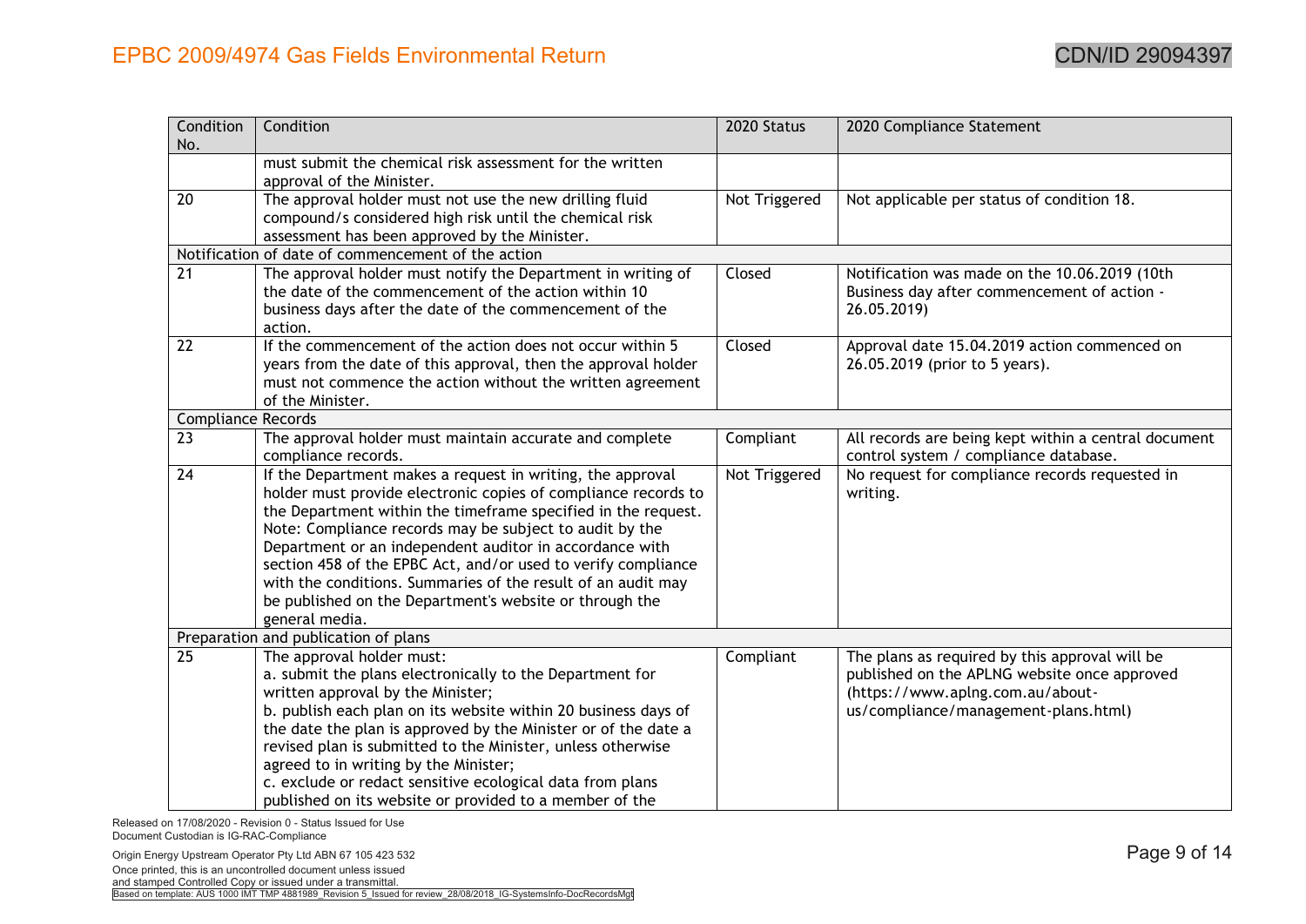| Condition No. | Condition | 2020 Status | 2020 Compliance Statement |
|---|---|---|---|
| | must submit the chemical risk assessment for the written approval of the Minister. | | |
| 20 | The approval holder must not use the new drilling fluid compound/s considered high risk until the chemical risk assessment has been approved by the Minister. | Not Triggered | Not applicable per status of condition 18. |
| Notification of date of commencement of the action | | | |
| 21 | The approval holder must notify the Department in writing of the date of the commencement of the action within 10 business days after the date of the commencement of the action. | Closed | Notification was made on the 10.06.2019 (10th Business day after commencement of action - 26.05.2019) |
| 22 | If the commencement of the action does not occur within 5 years from the date of this approval, then the approval holder must not commence the action without the written agreement of the Minister. | Closed | Approval date 15.04.2019 action commenced on 26.05.2019 (prior to 5 years). |
| Compliance Records | | | |
| 23 | The approval holder must maintain accurate and complete compliance records. | Compliant | All records are being kept within a central document control system / compliance database. |
| 24 | If the Department makes a request in writing, the approval holder must provide electronic copies of compliance records to the Department within the timeframe specified in the request. Note: Compliance records may be subject to audit by the Department or an independent auditor in accordance with section 458 of the EPBC Act, and/or used to verify compliance with the conditions. Summaries of the result of an audit may be published on the Department's website or through the general media. | Not Triggered | No request for compliance records requested in writing. |
| Preparation and publication of plans | | | |
| 25 | The approval holder must:<br>a. submit the plans electronically to the Department for written approval by the Minister;<br>b. publish each plan on its website within 20 business days of the date the plan is approved by the Minister or of the date a revised plan is submitted to the Minister, unless otherwise agreed to in writing by the Minister;<br>c. exclude or redact sensitive ecological data from plans published on its website or provided to a member of the | Compliant | The plans as required by this approval will be published on the APLNG website once approved (https://www.aplng.com.au/about-us/compliance/management-plans.html) |

Released on 17/08/2020 - Revision 0 - Status Issued for Use
Document Custodian is IG-RAC-Compliance

Origin Energy Upstream Operator Pty Ltd ABN 67 105 423 532
Once printed, this is an uncontrolled document unless issued and stamped Controlled Copy or issued under a transmittal.
Based on template: AUS 1000 IMT TMP 4881989_Revision 5_Issued for review_28/08/2018_IG-SystemsInfo-DocRecordsMgt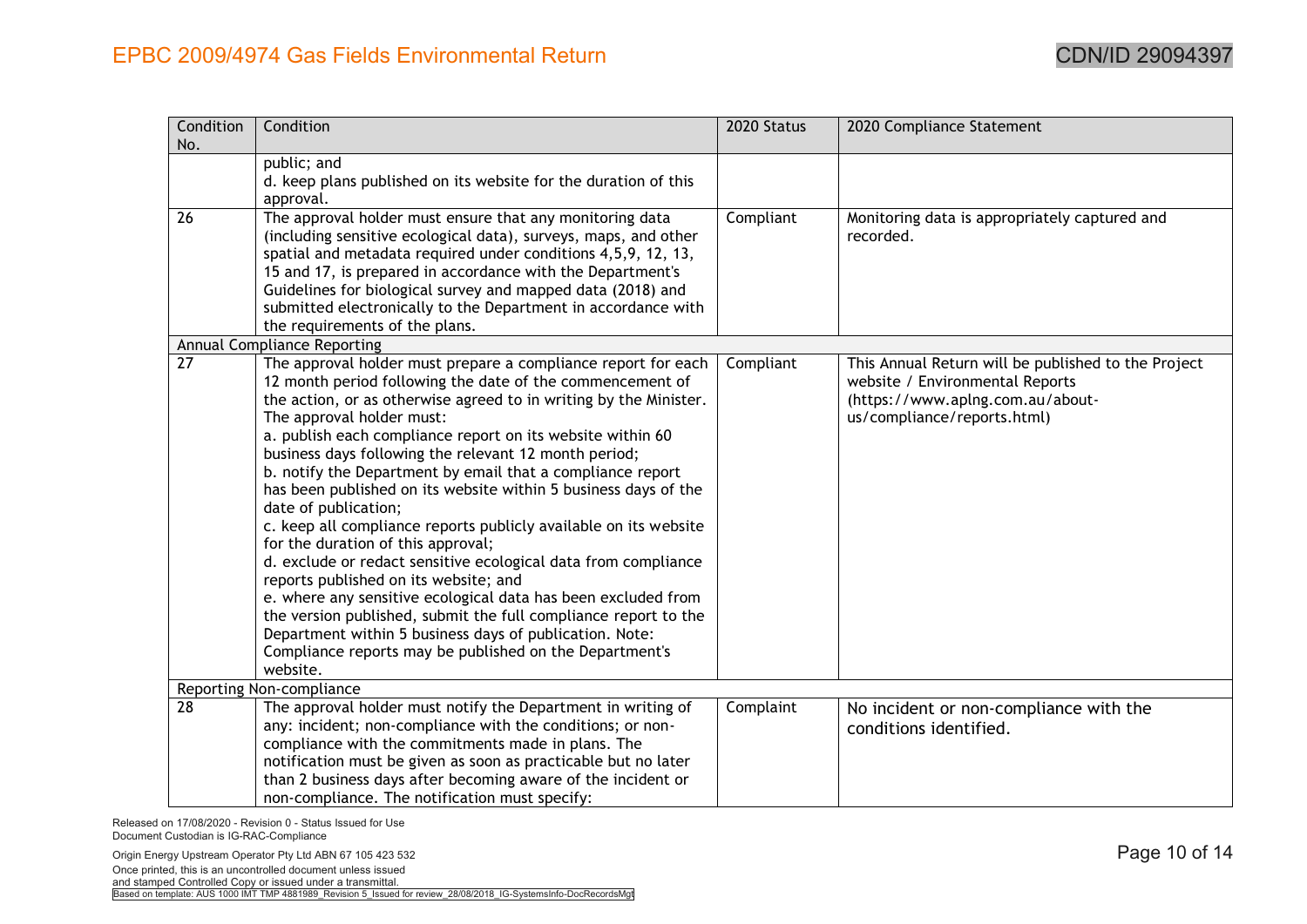| Condition No. | Condition | 2020 Status | 2020 Compliance Statement |
|---|---|---|---|
| | public; and<br>d. keep plans published on its website for the duration of this approval. | | |
| 26 | The approval holder must ensure that any monitoring data (including sensitive ecological data), surveys, maps, and other spatial and metadata required under conditions 4,5,9, 12, 13, 15 and 17, is prepared in accordance with the Department's Guidelines for biological survey and mapped data (2018) and submitted electronically to the Department in accordance with the requirements of the plans. | Compliant | Monitoring data is appropriately captured and recorded. |
| Annual Compliance Reporting | | | |
| 27 | The approval holder must prepare a compliance report for each 12 month period following the date of the commencement of the action, or as otherwise agreed to in writing by the Minister. The approval holder must:<br>a. publish each compliance report on its website within 60 business days following the relevant 12 month period;<br>b. notify the Department by email that a compliance report has been published on its website within 5 business days of the date of publication;<br>c. keep all compliance reports publicly available on its website for the duration of this approval;<br>d. exclude or redact sensitive ecological data from compliance reports published on its website; and<br>e. where any sensitive ecological data has been excluded from the version published, submit the full compliance report to the Department within 5 business days of publication. Note: Compliance reports may be published on the Department's website. | Compliant | This Annual Return will be published to the Project website / Environmental Reports (https://www.aplng.com.au/about-us/compliance/reports.html) |
| Reporting Non-compliance | | | |
| 28 | The approval holder must notify the Department in writing of any: incident; non-compliance with the conditions; or non-compliance with the commitments made in plans. The notification must be given as soon as practicable but no later than 2 business days after becoming aware of the incident or non-compliance. The notification must specify: | Complaint | No incident or non-compliance with the conditions identified. |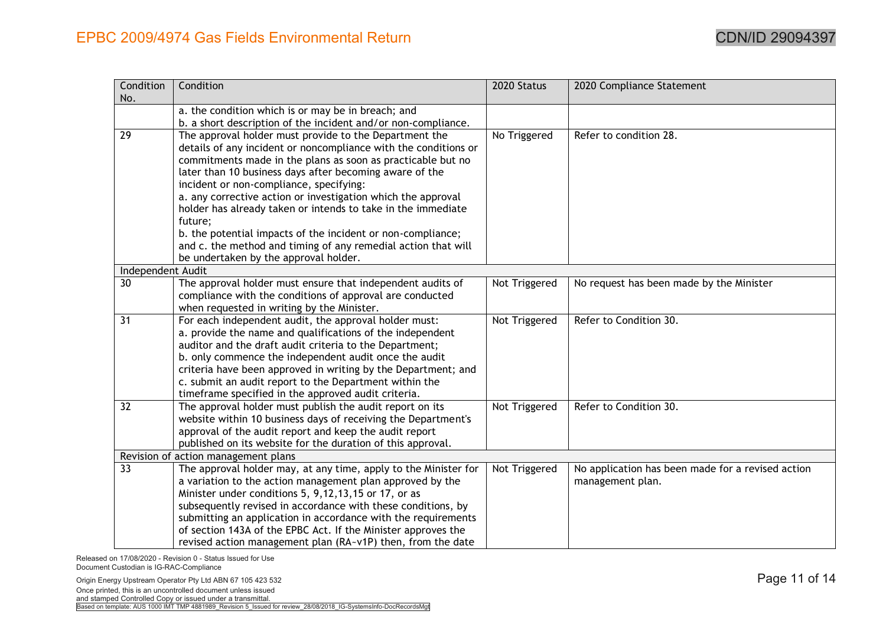| Condition No. | Condition | 2020 Status | 2020 Compliance Statement |
|---|---|---|---|
| | a. the condition which is or may be in breach; and<br>b. a short description of the incident and/or non-compliance. | | |
| 29 | The approval holder must provide to the Department the details of any incident or noncompliance with the conditions or commitments made in the plans as soon as practicable but no later than 10 business days after becoming aware of the incident or non-compliance, specifying:<br>a. any corrective action or investigation which the approval holder has already taken or intends to take in the immediate future;<br>b. the potential impacts of the incident or non-compliance; and c. the method and timing of any remedial action that will be undertaken by the approval holder. | No Triggered | Refer to condition 28. |
| Independent Audit | | | |
| 30 | The approval holder must ensure that independent audits of compliance with the conditions of approval are conducted when requested in writing by the Minister. | Not Triggered | No request has been made by the Minister |
| 31 | For each independent audit, the approval holder must:<br>a. provide the name and qualifications of the independent auditor and the draft audit criteria to the Department;<br>b. only commence the independent audit once the audit criteria have been approved in writing by the Department; and<br>c. submit an audit report to the Department within the timeframe specified in the approved audit criteria. | Not Triggered | Refer to Condition 30. |
| 32 | The approval holder must publish the audit report on its website within 10 business days of receiving the Department's approval of the audit report and keep the audit report published on its website for the duration of this approval. | Not Triggered | Refer to Condition 30. |
| Revision of action management plans | | | |
| 33 | The approval holder may, at any time, apply to the Minister for a variation to the action management plan approved by the Minister under conditions 5, 9,12,13,15 or 17, or as subsequently revised in accordance with these conditions, by submitting an application in accordance with the requirements of section 143A of the EPBC Act. If the Minister approves the revised action management plan (RA~v1P) then, from the date | Not Triggered | No application has been made for a revised action management plan. |

Released on 17/08/2020 - Revision 0 - Status Issued for Use
Document Custodian is IG-RAC-Compliance

Origin Energy Upstream Operator Pty Ltd ABN 67 105 423 532
Once printed, this is an uncontrolled document unless issued and stamped Controlled Copy or issued under a transmittal.
Based on template: AUS 1000 IMT TMP 4881989_Revision 5_Issued for review_28/08/2018_IG-SystemsInfo-DocRecordsMgt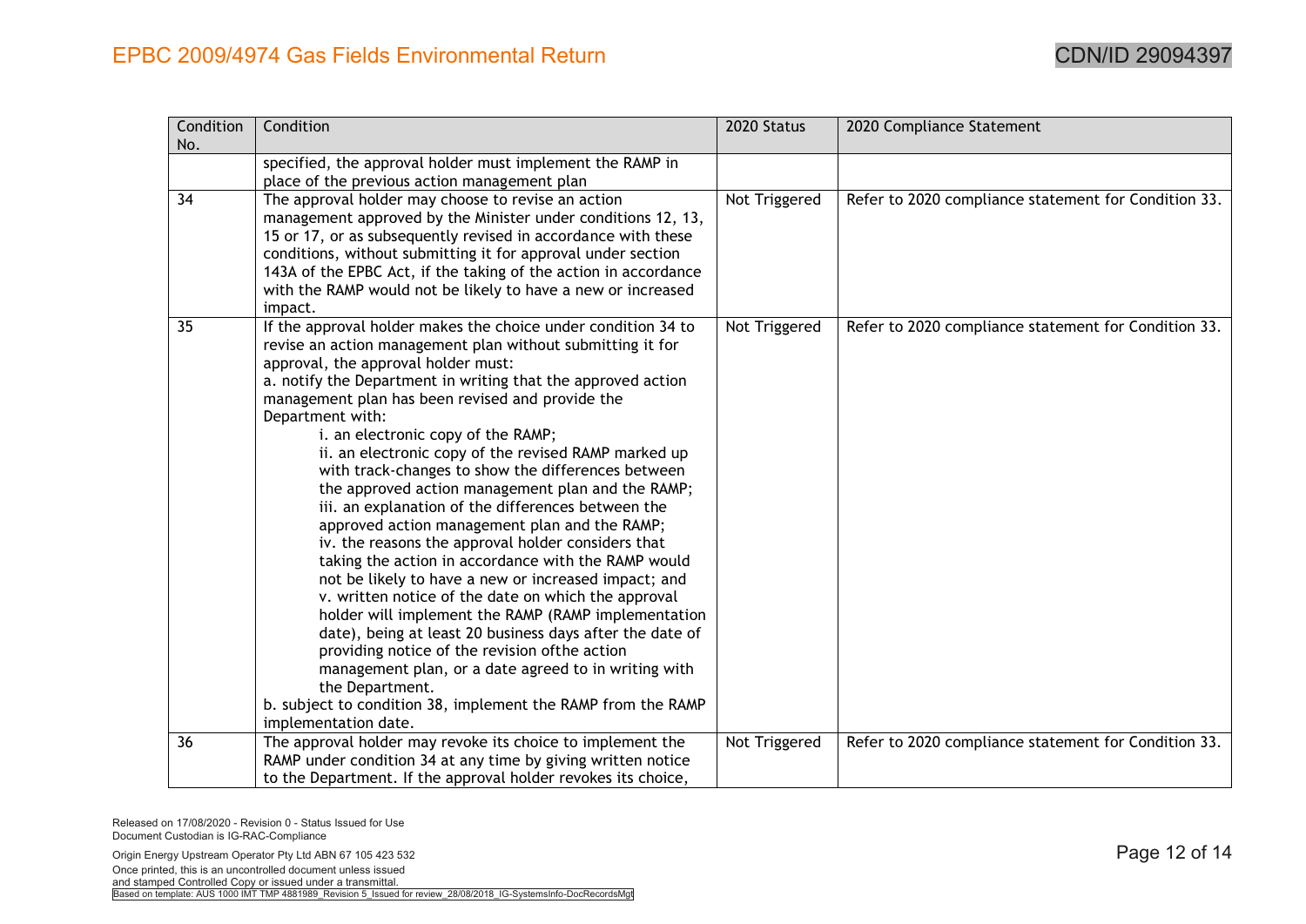| Condition No. | Condition | 2020 Status | 2020 Compliance Statement |
|---|---|---|---|
| | specified, the approval holder must implement the RAMP in place of the previous action management plan | | |
| 34 | The approval holder may choose to revise an action management approved by the Minister under conditions 12, 13, 15 or 17, or as subsequently revised in accordance with these conditions, without submitting it for approval under section 143A of the EPBC Act, if the taking of the action in accordance with the RAMP would not be likely to have a new or increased impact. | Not Triggered | Refer to 2020 compliance statement for Condition 33. |
| 35 | If the approval holder makes the choice under condition 34 to revise an action management plan without submitting it for approval, the approval holder must:<br>a. notify the Department in writing that the approved action management plan has been revised and provide the Department with:<br>i. an electronic copy of the RAMP;<br>ii. an electronic copy of the revised RAMP marked up with track-changes to show the differences between the approved action management plan and the RAMP;<br>iii. an explanation of the differences between the approved action management plan and the RAMP;<br>iv. the reasons the approval holder considers that taking the action in accordance with the RAMP would not be likely to have a new or increased impact; and<br>v. written notice of the date on which the approval holder will implement the RAMP (RAMP implementation date), being at least 20 business days after the date of providing notice of the revision ofthe action management plan, or a date agreed to in writing with the Department.<br>b. subject to condition 38, implement the RAMP from the RAMP implementation date. | Not Triggered | Refer to 2020 compliance statement for Condition 33. |
| 36 | The approval holder may revoke its choice to implement the RAMP under condition 34 at any time by giving written notice to the Department. If the approval holder revokes its choice, | Not Triggered | Refer to 2020 compliance statement for Condition 33. |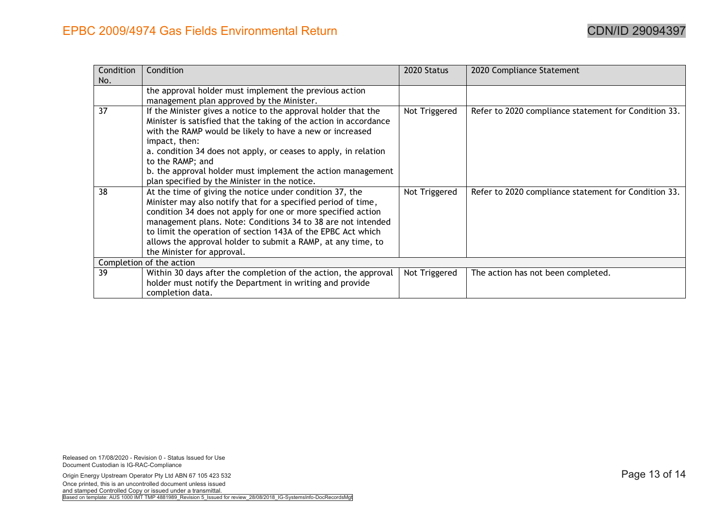| Condition No. | Condition | 2020 Status | 2020 Compliance Statement |
|---|---|---|---|
| | the approval holder must implement the previous action management plan approved by the Minister. | | |
| 37 | If the Minister gives a notice to the approval holder that the Minister is satisfied that the taking of the action in accordance with the RAMP would be likely to have a new or increased impact, then:<br>a. condition 34 does not apply, or ceases to apply, in relation to the RAMP; and<br>b. the approval holder must implement the action management plan specified by the Minister in the notice. | Not Triggered | Refer to 2020 compliance statement for Condition 33. |
| 38 | At the time of giving the notice under condition 37, the Minister may also notify that for a specified period of time, condition 34 does not apply for one or more specified action management plans. Note: Conditions 34 to 38 are not intended to limit the operation of section 143A of the EPBC Act which allows the approval holder to submit a RAMP, at any time, to the Minister for approval. | Not Triggered | Refer to 2020 compliance statement for Condition 33. |
| Completion of the action | | | |
| 39 | Within 30 days after the completion of the action, the approval holder must notify the Department in writing and provide completion data. | Not Triggered | The action has not been completed. |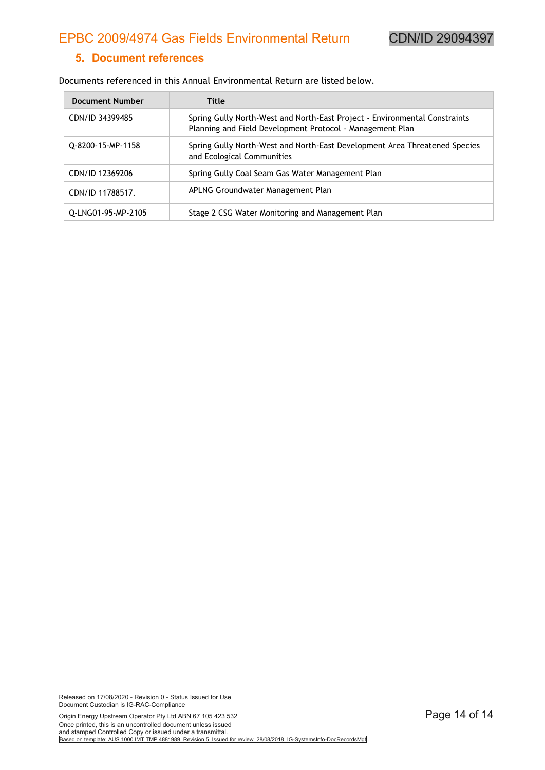## 5. Document references

Documents referenced in this Annual Environmental Return are listed below.

| Document Number | Title |
|---|---|
| CDN/ID 34399485 | Spring Gully North-West and North-East Project - Environmental Constraints Planning and Field Development Protocol - Management Plan |
| Q-8200-15-MP-1158 | Spring Gully North-West and North-East Development Area Threatened Species and Ecological Communities |
| CDN/ID 12369206 | Spring Gully Coal Seam Gas Water Management Plan |
| CDN/ID 11788517. | APLNG Groundwater Management Plan |
| Q-LNG01-95-MP-2105 | Stage 2 CSG Water Monitoring and Management Plan |